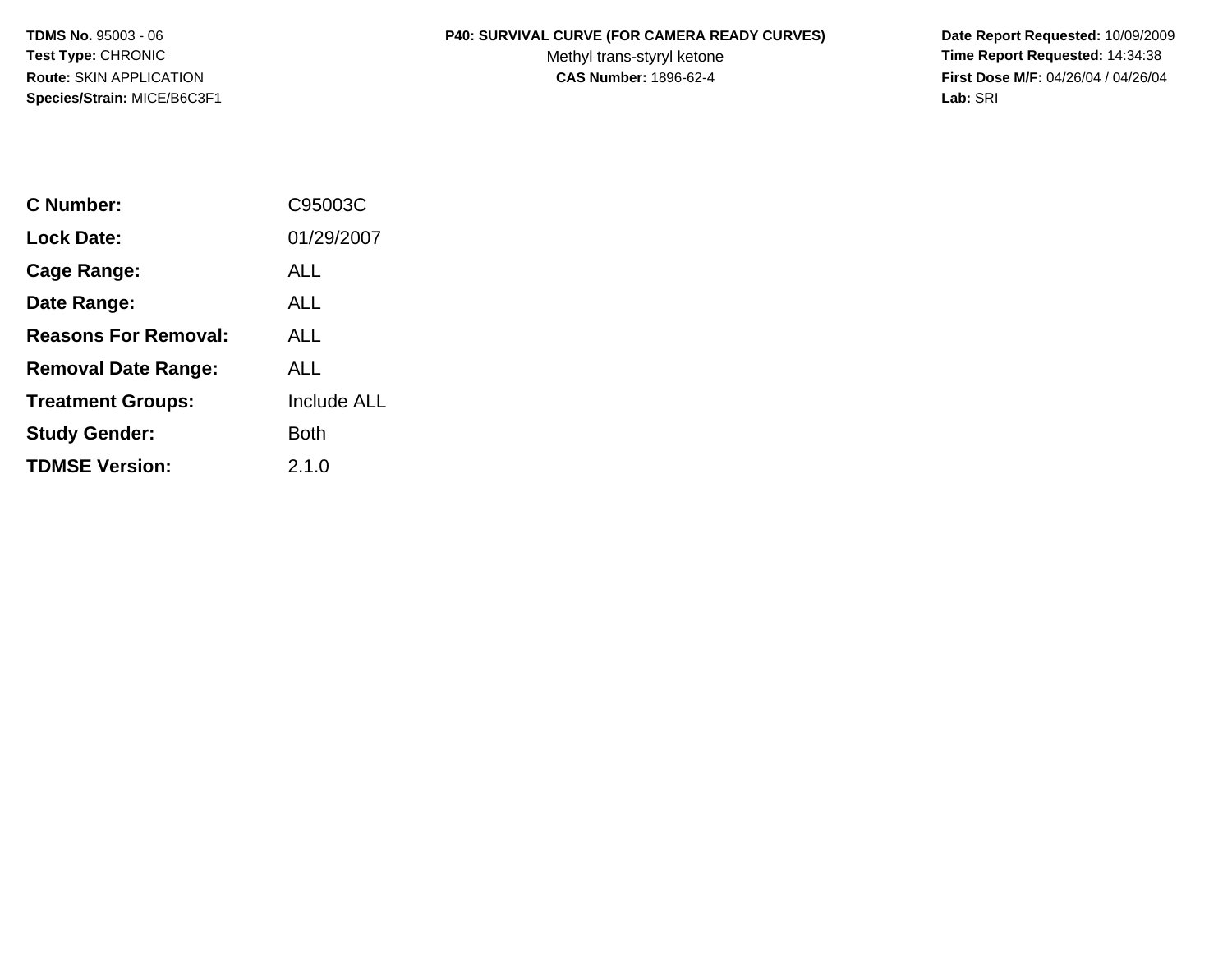**TDMS No.** 95003 - 06
**Test Type:** CHRONIC
**Route:** SKIN APPLICATION
**Species/Strain:** MICE/B6C3F1

**P40: SURVIVAL CURVE (FOR CAMERA READY CURVES)**
Methyl trans-styryl ketone
**CAS Number:** 1896-62-4

**Date Report Requested:** 10/09/2009
**Time Report Requested:** 14:34:38
**First Dose M/F:** 04/26/04 / 04/26/04
**Lab:** SRI

| | |
|---|---|
| **C Number:** | C95003C |
| **Lock Date:** | 01/29/2007 |
| **Cage Range:** | ALL |
| **Date Range:** | ALL |
| **Reasons For Removal:** | ALL |
| **Removal Date Range:** | ALL |
| **Treatment Groups:** | Include ALL |
| **Study Gender:** | Both |
| **TDMSE Version:** | 2.1.0 |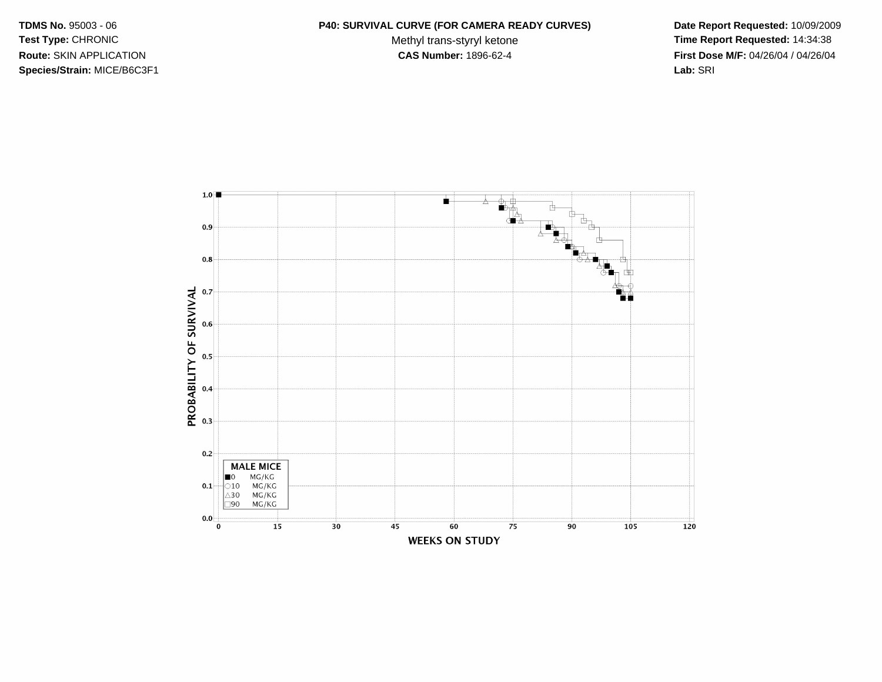**TDMS No.** 95003 - 06
**Test Type:** CHRONIC
**Route:** SKIN APPLICATION
**Species/Strain:** MICE/B6C3F1

**P40: SURVIVAL CURVE (FOR CAMERA READY CURVES)**
Methyl trans-styryl ketone
**CAS Number:** 1896-62-4

**Date Report Requested:** 10/09/2009
**Time Report Requested:** 14:34:38
**First Dose M/F:** 04/26/04 / 04/26/04
**Lab:** SRI

PROBABILITY OF SURVIVAL

1.0
0.9
0.8
0.7
0.6
0.5
0.4
0.3
0.2
0.1
0.0

0 15 30 45 60 75 90 105 120

WEEKS ON STUDY

**MALE MICE**
■0 MG/KG
○10 MG/KG
△30 MG/KG
□90 MG/KG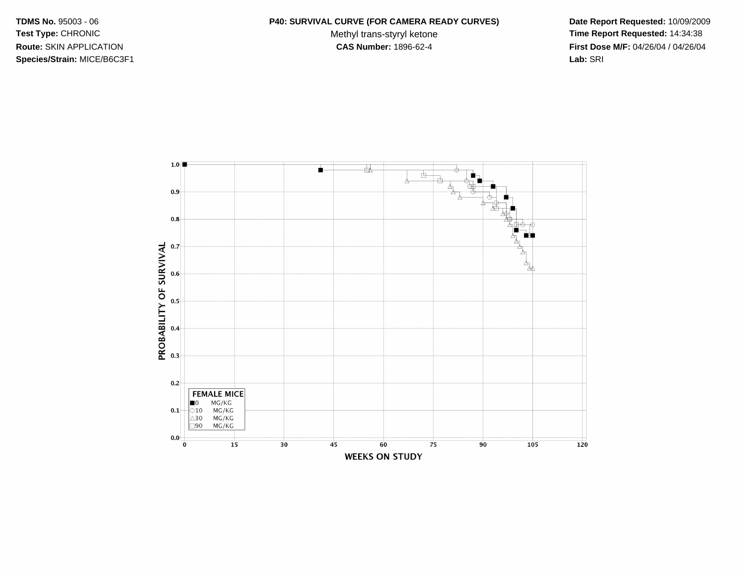**TDMS No.** 95003 - 06
**Test Type:** CHRONIC
**Route:** SKIN APPLICATION
**Species/Strain:** MICE/B6C3F1

**P40: SURVIVAL CURVE (FOR CAMERA READY CURVES)**
Methyl trans-styryl ketone
**CAS Number:** 1896-62-4

**Date Report Requested:** 10/09/2009
**Time Report Requested:** 14:34:38
**First Dose M/F:** 04/26/04 / 04/26/04
**Lab:** SRI

PROBABILITY OF SURVIVAL

1.0
0.9
0.8
0.7
0.6
0.5
0.4
0.3
0.2
0.1
0.0

0 15 30 45 60 75 90 105 120

WEEKS ON STUDY

FEMALE MICE
■0 MG/KG
○10 MG/KG
△30 MG/KG
□90 MG/KG